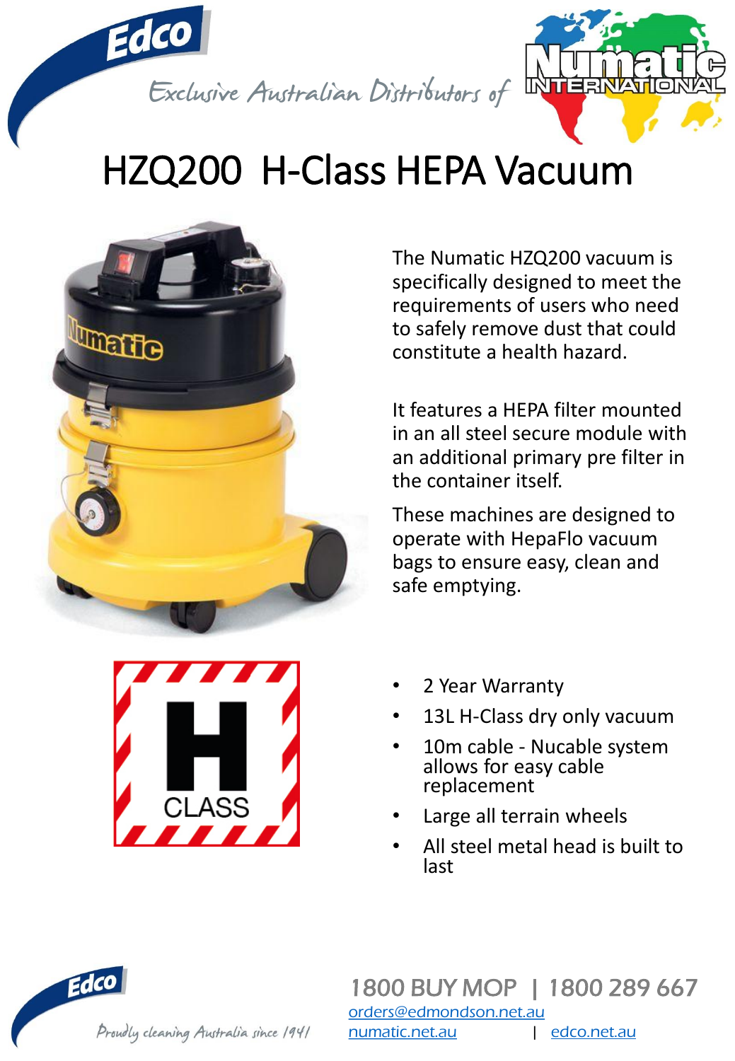Edco

Exclusive Australian Distributors of Numatic International

# HZQ200 H-Class HEPA Vacuum

The Numatic HZQ200 vacuum is specifically designed to meet the requirements of users who need to safely remove dust that could constitute a health hazard.

It features a HEPA filter mounted in an all steel secure module with an additional primary pre filter in the container itself.

These machines are designed to operate with HepaFlo vacuum bags to ensure easy, clean and safe emptying.

H CLASS

- 2 Year Warranty
- 13L H-Class dry only vacuum
- 10m cable - Nucable system allows for easy cable replacement
- Large all terrain wheels
- All steel metal head is built to last

Edco

Proudly cleaning Australia since 1941

1800 BUY MOP | 1800 289 667

orders@edmondson.net.au

numatic.net.au | edco.net.au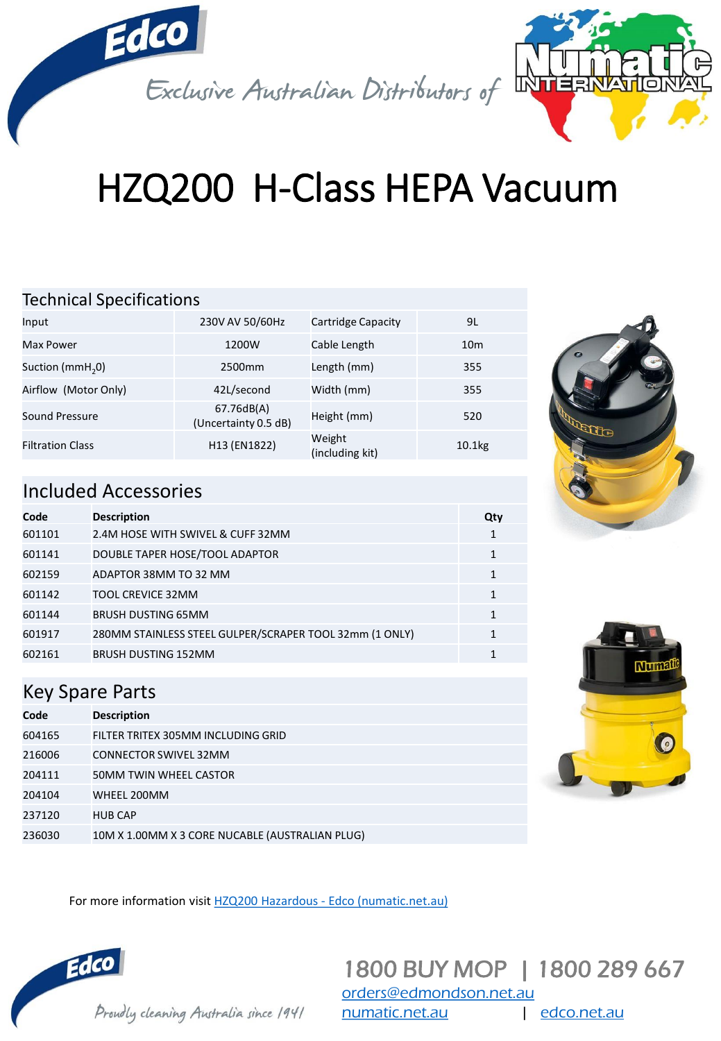Edco

Exclusive Australian Distributors of Numatic International

# HZQ200 H-Class HEPA Vacuum

## Technical Specifications

| | | | |
|---|---|---|---|
| Input | 230V AV 50/60Hz | Cartridge Capacity | 9L |
| Max Power | 1200W | Cable Length | 10m |
| Suction (mm$H_2$0) | 2500mm | Length (mm) | 355 |
| Airflow (Motor Only) | 42L/second | Width (mm) | 355 |
| Sound Pressure | 67.76dB(A) (Uncertainty 0.5 dB) | Height (mm) | 520 |
| Filtration Class | H13 (EN1822) | Weight (including kit) | 10.1kg |

## Included Accessories

| Code | Description | Qty |
|---|---|---|
| 601101 | 2.4M HOSE WITH SWIVEL & CUFF 32MM | 1 |
| 601141 | DOUBLE TAPER HOSE/TOOL ADAPTOR | 1 |
| 602159 | ADAPTOR 38MM TO 32 MM | 1 |
| 601142 | TOOL CREVICE 32MM | 1 |
| 601144 | BRUSH DUSTING 65MM | 1 |
| 601917 | 280MM STAINLESS STEEL GULPER/SCRAPER TOOL 32mm (1 ONLY) | 1 |
| 602161 | BRUSH DUSTING 152MM | 1 |

## Key Spare Parts

| Code | Description |
|---|---|
| 604165 | FILTER TRITEX 305MM INCLUDING GRID |
| 216006 | CONNECTOR SWIVEL 32MM |
| 204111 | 50MM TWIN WHEEL CASTOR |
| 204104 | WHEEL 200MM |
| 237120 | HUB CAP |
| 236030 | 10M X 1.00MM X 3 CORE NUCABLE (AUSTRALIAN PLUG) |

For more information visit [HZQ200 Hazardous - Edco (numatic.net.au)](numatic.net.au)

Edco

Proudly cleaning Australia since 1941

1800 BUY MOP | 1800 289 667

orders@edmondson.net.au

numatic.net.au | edco.net.au